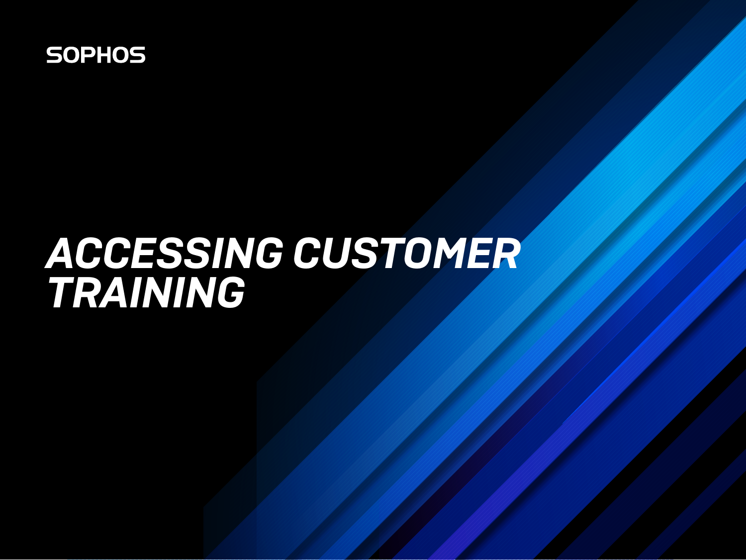SOPHOS

# ACCESSING CUSTOMER TRAINING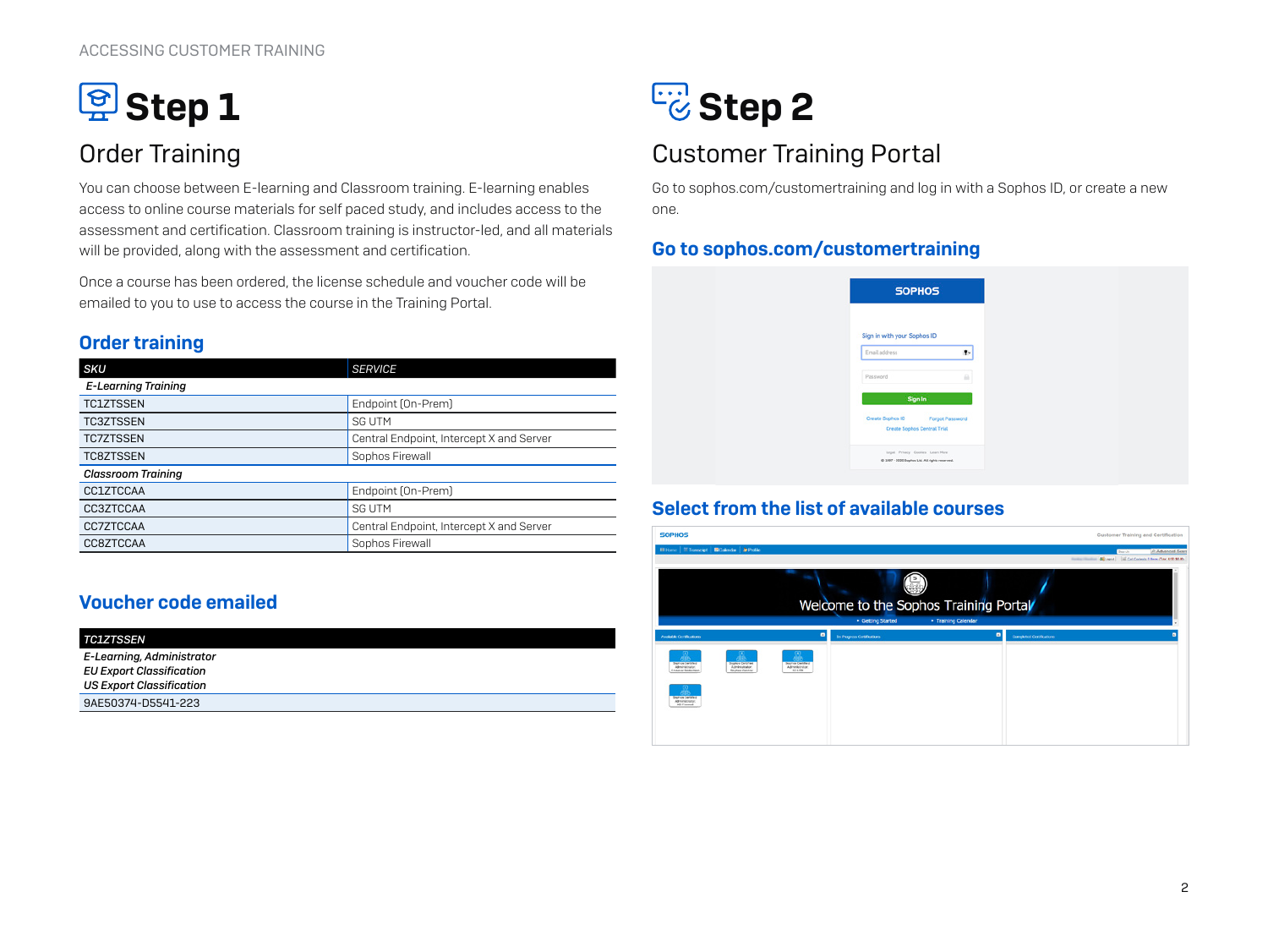# Step 1

## Order Training

You can choose between E-learning and Classroom training. E-learning enables access to online course materials for self paced study, and includes access to the assessment and certification. Classroom training is instructor-led, and all materials will be provided, along with the assessment and certification.

Once a course has been ordered, the license schedule and voucher code will be emailed to you to use to access the course in the Training Portal.

### Order training

| *SKU* | *SERVICE* |
|---|---|
| ***E-Learning Training*** | |
| TC1ZTSSEN | Endpoint (On-Prem) |
| TC3ZTSSEN | SG UTM |
| TC7ZTSSEN | Central Endpoint, Intercept X and Server |
| TC8ZTSSEN | Sophos Firewall |
| ***Classroom Training*** | |
| CC1ZTCCAA | Endpoint (On-Prem) |
| CC3ZTCCAA | SG UTM |
| CC7ZTCCAA | Central Endpoint, Intercept X and Server |
| CC8ZTCCAA | Sophos Firewall |

### Voucher code emailed

| *TC1ZTSSEN* |
|---|
| ***E-Learning, Administrator*** |
| ***EU Export Classification*** |
| ***US Export Classification*** |
| 9AE50374-D5541-223 |

# Step 2

## Customer Training Portal

Go to sophos.com/customertraining and log in with a Sophos ID, or create a new one.

### Go to sophos.com/customertraining

### Select from the list of available courses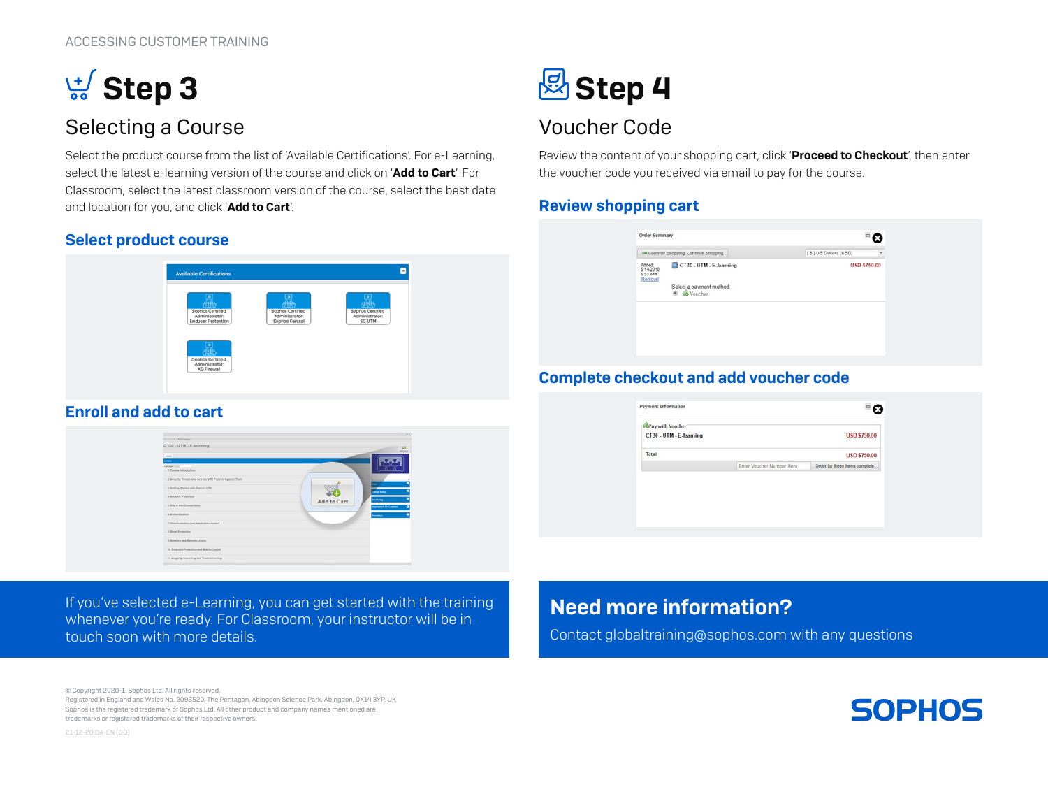ACCESSING CUSTOMER TRAINING

# Step 3

## Selecting a Course

Select the product course from the list of 'Available Certifications'. For e-Learning, select the latest e-learning version of the course and click on '**Add to Cart**'. For Classroom, select the latest classroom version of the course, select the best date and location for you, and click '**Add to Cart**'.

### Select product course

### Enroll and add to cart

If you've selected e-Learning, you can get started with the training whenever you're ready. For Classroom, your instructor will be in touch soon with more details.

# Step 4

## Voucher Code

Review the content of your shopping cart, click '**Proceed to Checkout**', then enter the voucher code you received via email to pay for the course.

### Review shopping cart

### Complete checkout and add voucher code

## Need more information?

Contact globaltraining@sophos.com with any questions

© Copyright 2020-1. Sophos Ltd. All rights reserved.
Registered in England and Wales No. 2096520, The Pentagon, Abingdon Science Park, Abingdon, OX14 3YP, UK
Sophos is the registered trademark of Sophos Ltd. All other product and company names mentioned are trademarks or registered trademarks of their respective owners.

21-12-20 DA-EN (DD)

SOPHOS